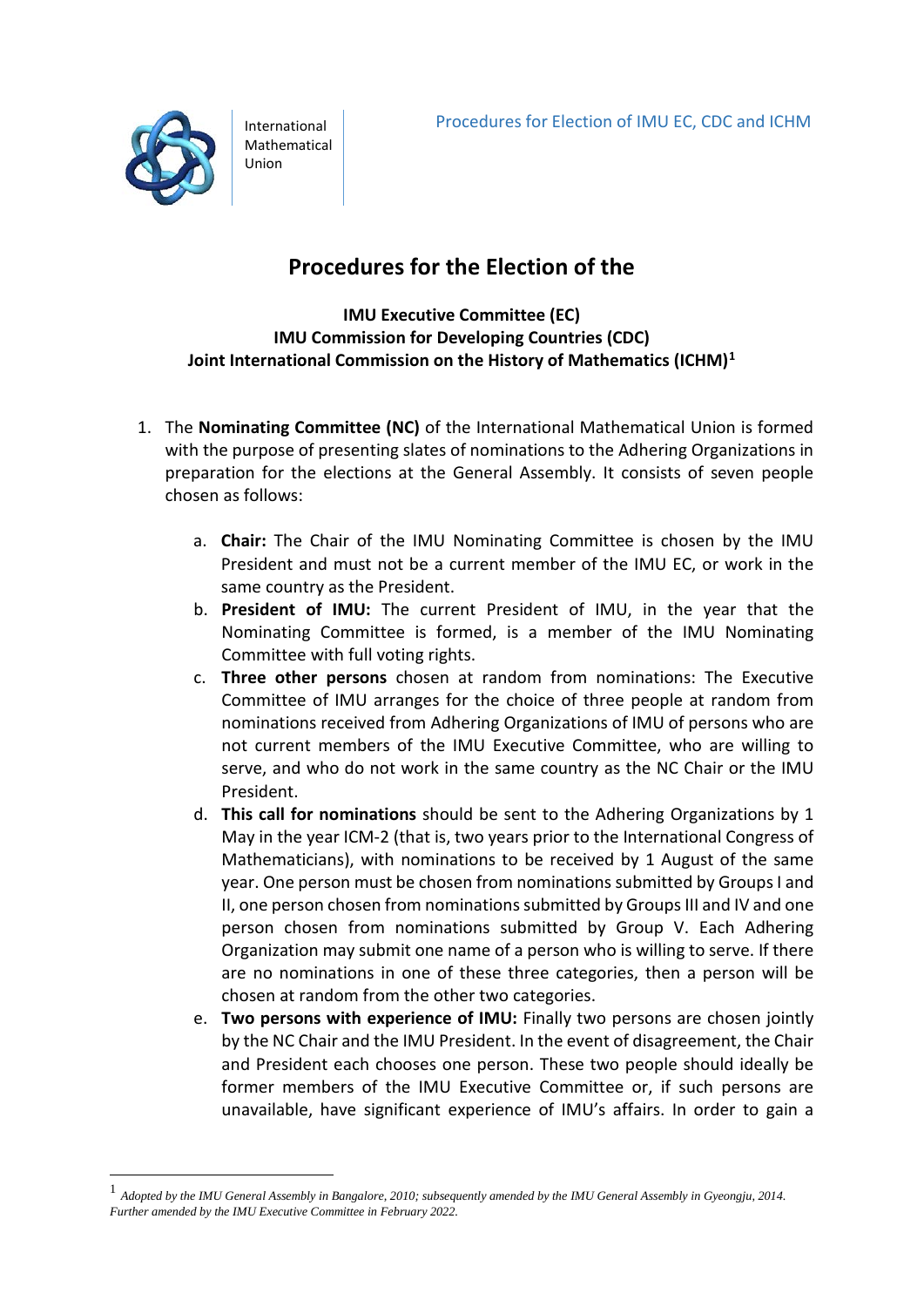# Procedures for the Election of the

**IMU Executive Committee (EC)**
**IMU Commission for Developing Countries (CDC)**
**Joint International Commission on the History of Mathematics (ICHM)**[1]

1. The **Nominating Committee (NC)** of the International Mathematical Union is formed with the purpose of presenting slates of nominations to the Adhering Organizations in preparation for the elections at the General Assembly. It consists of seven people chosen as follows:

    a. **Chair:** The Chair of the IMU Nominating Committee is chosen by the IMU President and must not be a current member of the IMU EC, or work in the same country as the President.

    b. **President of IMU:** The current President of IMU, in the year that the Nominating Committee is formed, is a member of the IMU Nominating Committee with full voting rights.

    c. **Three other persons** chosen at random from nominations: The Executive Committee of IMU arranges for the choice of three people at random from nominations received from Adhering Organizations of IMU of persons who are not current members of the IMU Executive Committee, who are willing to serve, and who do not work in the same country as the NC Chair or the IMU President.

    d. **This call for nominations** should be sent to the Adhering Organizations by 1 May in the year ICM-2 (that is, two years prior to the International Congress of Mathematicians), with nominations to be received by 1 August of the same year. One person must be chosen from nominations submitted by Groups I and II, one person chosen from nominations submitted by Groups III and IV and one person chosen from nominations submitted by Group V. Each Adhering Organization may submit one name of a person who is willing to serve. If there are no nominations in one of these three categories, then a person will be chosen at random from the other two categories.

    e. **Two persons with experience of IMU:** Finally two persons are chosen jointly by the NC Chair and the IMU President. In the event of disagreement, the Chair and President each chooses one person. These two people should ideally be former members of the IMU Executive Committee or, if such persons are unavailable, have significant experience of IMU's affairs. In order to gain a

[1] *Adopted by the IMU General Assembly in Bangalore, 2010; subsequently amended by the IMU General Assembly in Gyeongju, 2014. Further amended by the IMU Executive Committee in February 2022.*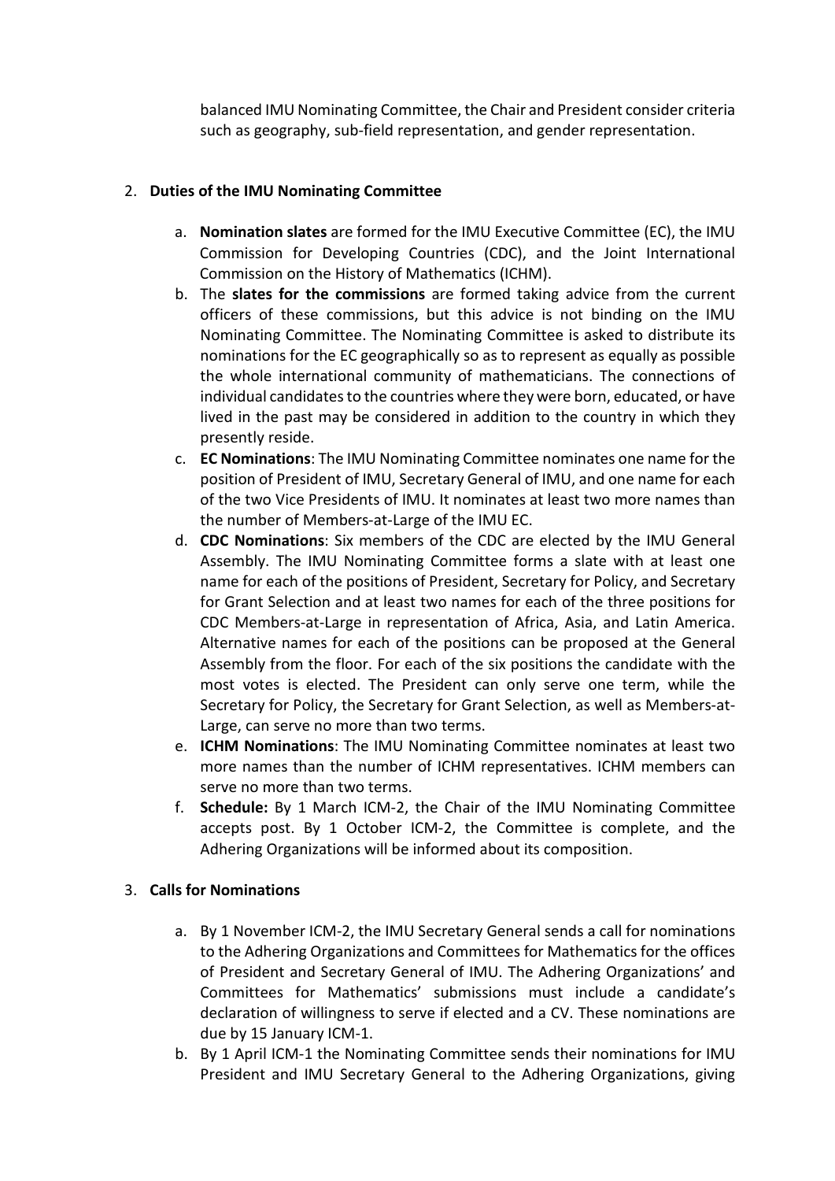balanced IMU Nominating Committee, the Chair and President consider criteria such as geography, sub-field representation, and gender representation.

2. **Duties of the IMU Nominating Committee**

   a. **Nomination slates** are formed for the IMU Executive Committee (EC), the IMU Commission for Developing Countries (CDC), and the Joint International Commission on the History of Mathematics (ICHM).
   b. The **slates for the commissions** are formed taking advice from the current officers of these commissions, but this advice is not binding on the IMU Nominating Committee. The Nominating Committee is asked to distribute its nominations for the EC geographically so as to represent as equally as possible the whole international community of mathematicians. The connections of individual candidates to the countries where they were born, educated, or have lived in the past may be considered in addition to the country in which they presently reside.
   c. **EC Nominations**: The IMU Nominating Committee nominates one name for the position of President of IMU, Secretary General of IMU, and one name for each of the two Vice Presidents of IMU. It nominates at least two more names than the number of Members-at-Large of the IMU EC.
   d. **CDC Nominations**: Six members of the CDC are elected by the IMU General Assembly. The IMU Nominating Committee forms a slate with at least one name for each of the positions of President, Secretary for Policy, and Secretary for Grant Selection and at least two names for each of the three positions for CDC Members-at-Large in representation of Africa, Asia, and Latin America. Alternative names for each of the positions can be proposed at the General Assembly from the floor. For each of the six positions the candidate with the most votes is elected. The President can only serve one term, while the Secretary for Policy, the Secretary for Grant Selection, as well as Members-at-Large, can serve no more than two terms.
   e. **ICHM Nominations**: The IMU Nominating Committee nominates at least two more names than the number of ICHM representatives. ICHM members can serve no more than two terms.
   f. **Schedule:** By 1 March ICM-2, the Chair of the IMU Nominating Committee accepts post. By 1 October ICM-2, the Committee is complete, and the Adhering Organizations will be informed about its composition.

3. **Calls for Nominations**

   a. By 1 November ICM-2, the IMU Secretary General sends a call for nominations to the Adhering Organizations and Committees for Mathematics for the offices of President and Secretary General of IMU. The Adhering Organizations' and Committees for Mathematics' submissions must include a candidate's declaration of willingness to serve if elected and a CV. These nominations are due by 15 January ICM-1.
   b. By 1 April ICM-1 the Nominating Committee sends their nominations for IMU President and IMU Secretary General to the Adhering Organizations, giving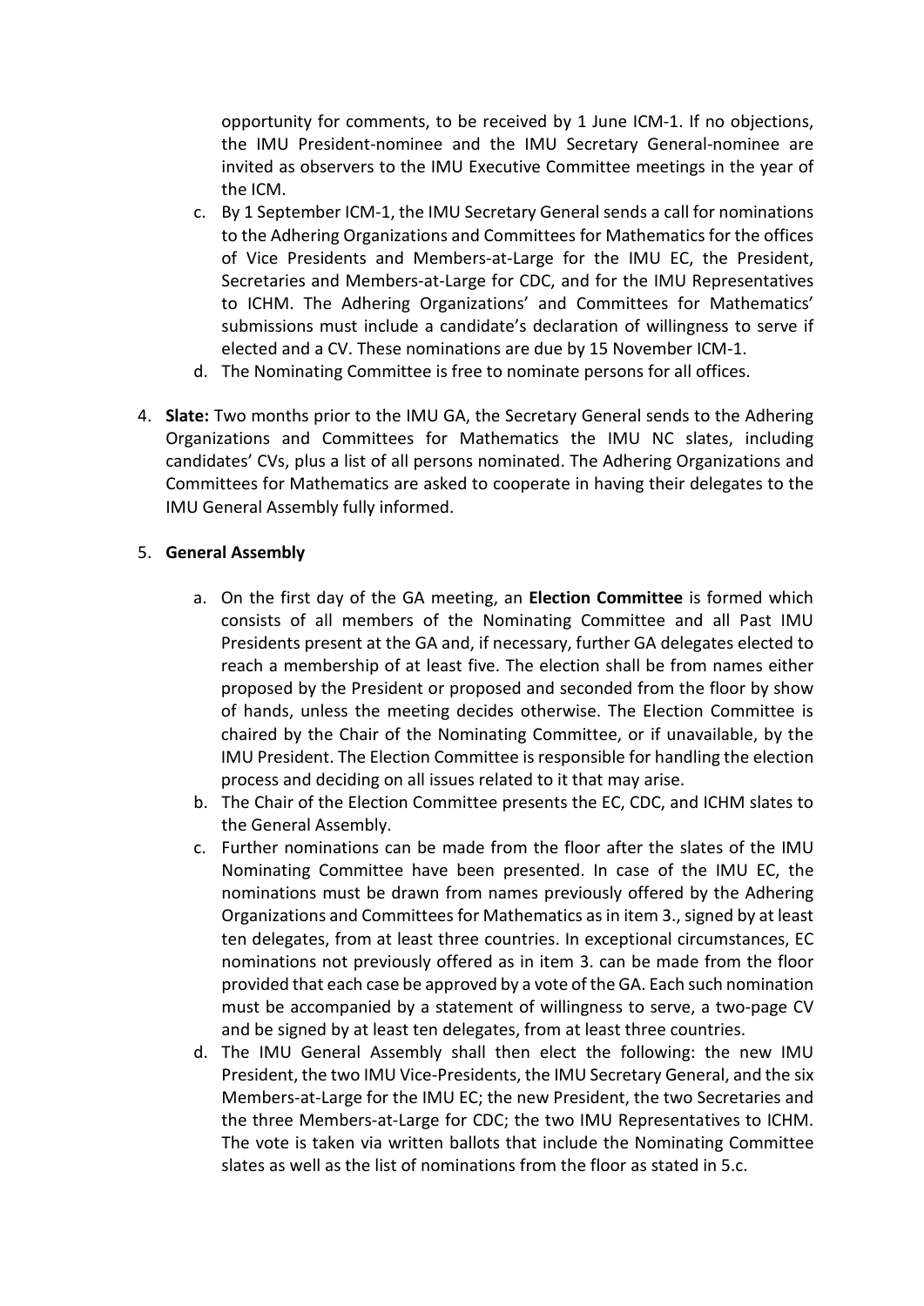opportunity for comments, to be received by 1 June ICM-1. If no objections, the IMU President-nominee and the IMU Secretary General-nominee are invited as observers to the IMU Executive Committee meetings in the year of the ICM.

c. By 1 September ICM-1, the IMU Secretary General sends a call for nominations to the Adhering Organizations and Committees for Mathematics for the offices of Vice Presidents and Members-at-Large for the IMU EC, the President, Secretaries and Members-at-Large for CDC, and for the IMU Representatives to ICHM. The Adhering Organizations' and Committees for Mathematics' submissions must include a candidate's declaration of willingness to serve if elected and a CV. These nominations are due by 15 November ICM-1.
d. The Nominating Committee is free to nominate persons for all offices.

4. **Slate:** Two months prior to the IMU GA, the Secretary General sends to the Adhering Organizations and Committees for Mathematics the IMU NC slates, including candidates' CVs, plus a list of all persons nominated. The Adhering Organizations and Committees for Mathematics are asked to cooperate in having their delegates to the IMU General Assembly fully informed.

5. **General Assembly**

    a. On the first day of the GA meeting, an **Election Committee** is formed which consists of all members of the Nominating Committee and all Past IMU Presidents present at the GA and, if necessary, further GA delegates elected to reach a membership of at least five. The election shall be from names either proposed by the President or proposed and seconded from the floor by show of hands, unless the meeting decides otherwise. The Election Committee is chaired by the Chair of the Nominating Committee, or if unavailable, by the IMU President. The Election Committee is responsible for handling the election process and deciding on all issues related to it that may arise.
    b. The Chair of the Election Committee presents the EC, CDC, and ICHM slates to the General Assembly.
    c. Further nominations can be made from the floor after the slates of the IMU Nominating Committee have been presented. In case of the IMU EC, the nominations must be drawn from names previously offered by the Adhering Organizations and Committees for Mathematics as in item 3., signed by at least ten delegates, from at least three countries. In exceptional circumstances, EC nominations not previously offered as in item 3. can be made from the floor provided that each case be approved by a vote of the GA. Each such nomination must be accompanied by a statement of willingness to serve, a two-page CV and be signed by at least ten delegates, from at least three countries.
    d. The IMU General Assembly shall then elect the following: the new IMU President, the two IMU Vice-Presidents, the IMU Secretary General, and the six Members-at-Large for the IMU EC; the new President, the two Secretaries and the three Members-at-Large for CDC; the two IMU Representatives to ICHM. The vote is taken via written ballots that include the Nominating Committee slates as well as the list of nominations from the floor as stated in 5.c.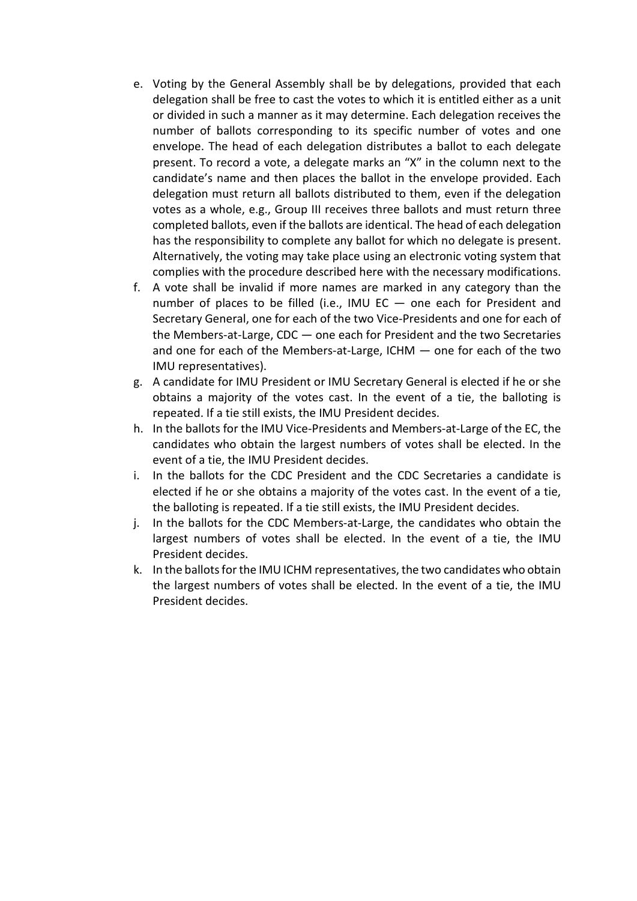e. Voting by the General Assembly shall be by delegations, provided that each delegation shall be free to cast the votes to which it is entitled either as a unit or divided in such a manner as it may determine. Each delegation receives the number of ballots corresponding to its specific number of votes and one envelope. The head of each delegation distributes a ballot to each delegate present. To record a vote, a delegate marks an "X" in the column next to the candidate's name and then places the ballot in the envelope provided. Each delegation must return all ballots distributed to them, even if the delegation votes as a whole, e.g., Group III receives three ballots and must return three completed ballots, even if the ballots are identical. The head of each delegation has the responsibility to complete any ballot for which no delegate is present. Alternatively, the voting may take place using an electronic voting system that complies with the procedure described here with the necessary modifications.
f. A vote shall be invalid if more names are marked in any category than the number of places to be filled (i.e., IMU EC — one each for President and Secretary General, one for each of the two Vice-Presidents and one for each of the Members-at-Large, CDC — one each for President and the two Secretaries and one for each of the Members-at-Large, ICHM — one for each of the two IMU representatives).
g. A candidate for IMU President or IMU Secretary General is elected if he or she obtains a majority of the votes cast. In the event of a tie, the balloting is repeated. If a tie still exists, the IMU President decides.
h. In the ballots for the IMU Vice-Presidents and Members-at-Large of the EC, the candidates who obtain the largest numbers of votes shall be elected. In the event of a tie, the IMU President decides.
i. In the ballots for the CDC President and the CDC Secretaries a candidate is elected if he or she obtains a majority of the votes cast. In the event of a tie, the balloting is repeated. If a tie still exists, the IMU President decides.
j. In the ballots for the CDC Members-at-Large, the candidates who obtain the largest numbers of votes shall be elected. In the event of a tie, the IMU President decides.
k. In the ballots for the IMU ICHM representatives, the two candidates who obtain the largest numbers of votes shall be elected. In the event of a tie, the IMU President decides.